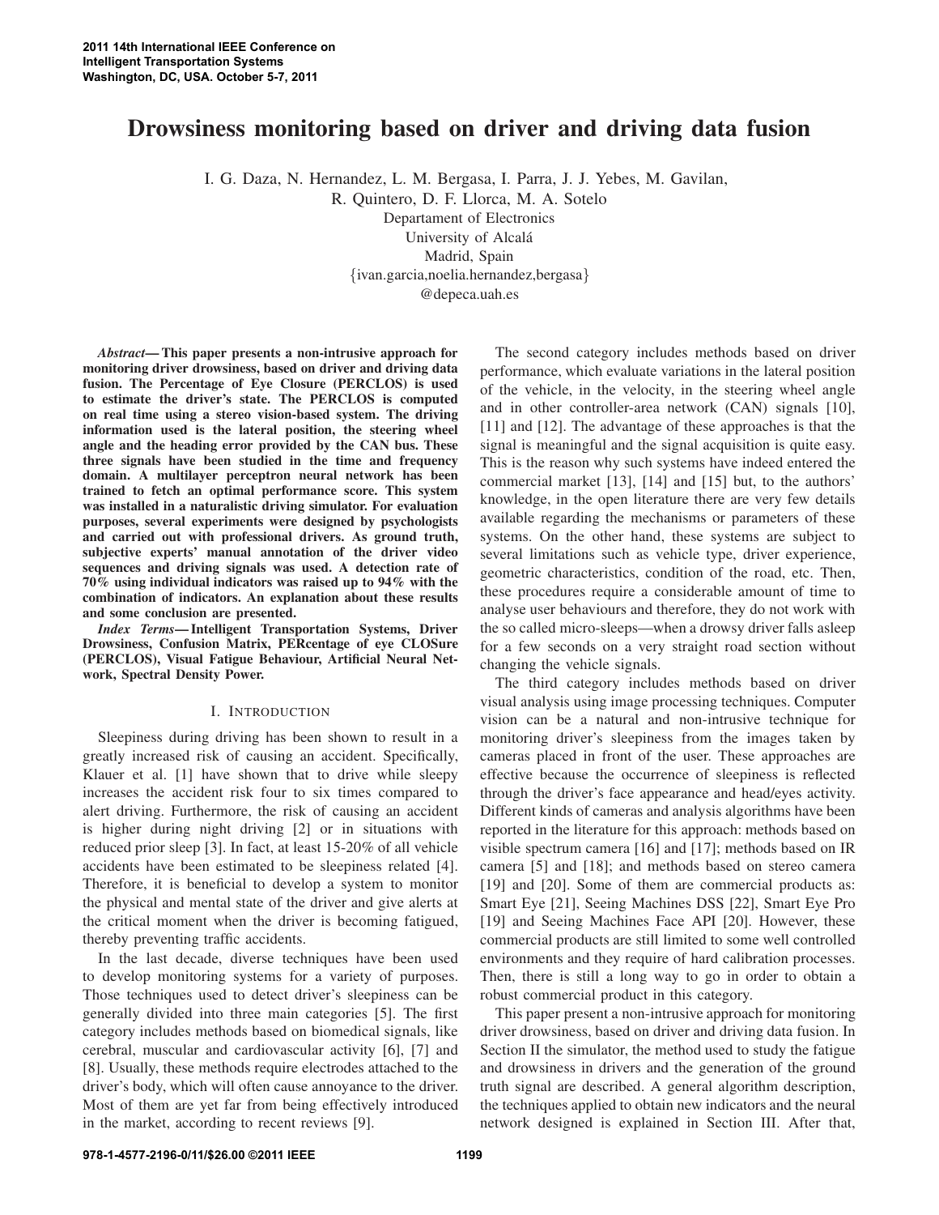# Drowsiness monitoring based on driver and driving data fusion

I. G. Daza, N. Hernandez, L. M. Bergasa, I. Parra, J. J. Yebes, M. Gavilan, R. Quintero, D. F. Llorca, M. A. Sotelo

Departament of Electronics
University of Alcalá
Madrid, Spain
{ivan.garcia,noelia.hernandez,bergasa}
@depeca.uah.es

***Abstract*— This paper presents a non-intrusive approach for monitoring driver drowsiness, based on driver and driving data fusion. The Percentage of Eye Closure (PERCLOS) is used to estimate the driver's state. The PERCLOS is computed on real time using a stereo vision-based system. The driving information used is the lateral position, the steering wheel angle and the heading error provided by the CAN bus. These three signals have been studied in the time and frequency domain. A multilayer perceptron neural network has been trained to fetch an optimal performance score. This system was installed in a naturalistic driving simulator. For evaluation purposes, several experiments were designed by psychologists and carried out with professional drivers. As ground truth, subjective experts' manual annotation of the driver video sequences and driving signals was used. A detection rate of 70% using individual indicators was raised up to 94% with the combination of indicators. An explanation about these results and some conclusion are presented.**

***Index Terms*— Intelligent Transportation Systems, Driver Drowsiness, Confusion Matrix, PERcentage of eye CLOSure (PERCLOS), Visual Fatigue Behaviour, Artificial Neural Network, Spectral Density Power.**

## I. Introduction

Sleepiness during driving has been shown to result in a greatly increased risk of causing an accident. Specifically, Klauer et al. [1] have shown that to drive while sleepy increases the accident risk four to six times compared to alert driving. Furthermore, the risk of causing an accident is higher during night driving [2] or in situations with reduced prior sleep [3]. In fact, at least 15-20% of all vehicle accidents have been estimated to be sleepiness related [4]. Therefore, it is beneficial to develop a system to monitor the physical and mental state of the driver and give alerts at the critical moment when the driver is becoming fatigued, thereby preventing traffic accidents.

In the last decade, diverse techniques have been used to develop monitoring systems for a variety of purposes. Those techniques used to detect driver's sleepiness can be generally divided into three main categories [5]. The first category includes methods based on biomedical signals, like cerebral, muscular and cardiovascular activity [6], [7] and [8]. Usually, these methods require electrodes attached to the driver's body, which will often cause annoyance to the driver. Most of them are yet far from being effectively introduced in the market, according to recent reviews [9].

The second category includes methods based on driver performance, which evaluate variations in the lateral position of the vehicle, in the velocity, in the steering wheel angle and in other controller-area network (CAN) signals [10], [11] and [12]. The advantage of these approaches is that the signal is meaningful and the signal acquisition is quite easy. This is the reason why such systems have indeed entered the commercial market [13], [14] and [15] but, to the authors' knowledge, in the open literature there are very few details available regarding the mechanisms or parameters of these systems. On the other hand, these systems are subject to several limitations such as vehicle type, driver experience, geometric characteristics, condition of the road, etc. Then, these procedures require a considerable amount of time to analyse user behaviours and therefore, they do not work with the so called micro-sleeps—when a drowsy driver falls asleep for a few seconds on a very straight road section without changing the vehicle signals.

The third category includes methods based on driver visual analysis using image processing techniques. Computer vision can be a natural and non-intrusive technique for monitoring driver's sleepiness from the images taken by cameras placed in front of the user. These approaches are effective because the occurrence of sleepiness is reflected through the driver's face appearance and head/eyes activity. Different kinds of cameras and analysis algorithms have been reported in the literature for this approach: methods based on visible spectrum camera [16] and [17]; methods based on IR camera [5] and [18]; and methods based on stereo camera [19] and [20]. Some of them are commercial products as: Smart Eye [21], Seeing Machines DSS [22], Smart Eye Pro [19] and Seeing Machines Face API [20]. However, these commercial products are still limited to some well controlled environments and they require of hard calibration processes. Then, there is still a long way to go in order to obtain a robust commercial product in this category.

This paper present a non-intrusive approach for monitoring driver drowsiness, based on driver and driving data fusion. In Section II the simulator, the method used to study the fatigue and drowsiness in drivers and the generation of the ground truth signal are described. A general algorithm description, the techniques applied to obtain new indicators and the neural network designed is explained in Section III. After that,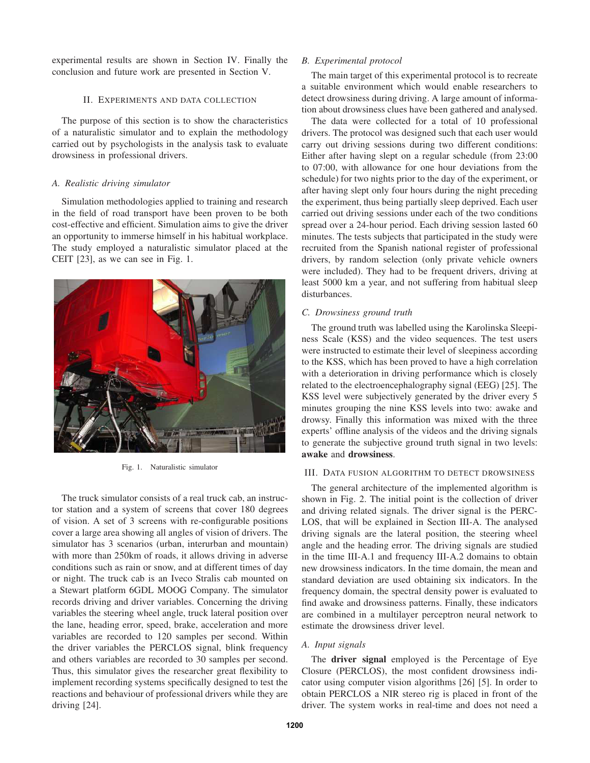experimental results are shown in Section IV. Finally the conclusion and future work are presented in Section V.

## II. Experiments and data collection

The purpose of this section is to show the characteristics of a naturalistic simulator and to explain the methodology carried out by psychologists in the analysis task to evaluate drowsiness in professional drivers.

### A. Realistic driving simulator

Simulation methodologies applied to training and research in the field of road transport have been proven to be both cost-effective and efficient. Simulation aims to give the driver an opportunity to immerse himself in his habitual workplace. The study employed a naturalistic simulator placed at the CEIT [23], as we can see in Fig. 1.

Fig. 1. Naturalistic simulator

The truck simulator consists of a real truck cab, an instructor station and a system of screens that cover 180 degrees of vision. A set of 3 screens with re-configurable positions cover a large area showing all angles of vision of drivers. The simulator has 3 scenarios (urban, interurban and mountain) with more than 250km of roads, it allows driving in adverse conditions such as rain or snow, and at different times of day or night. The truck cab is an Iveco Stralis cab mounted on a Stewart platform 6GDL MOOG Company. The simulator records driving and driver variables. Concerning the driving variables the steering wheel angle, truck lateral position over the lane, heading error, speed, brake, acceleration and more variables are recorded to 120 samples per second. Within the driver variables the PERCLOS signal, blink frequency and others variables are recorded to 30 samples per second. Thus, this simulator gives the researcher great flexibility to implement recording systems specifically designed to test the reactions and behaviour of professional drivers while they are driving [24].

### B. Experimental protocol

The main target of this experimental protocol is to recreate a suitable environment which would enable researchers to detect drowsiness during driving. A large amount of information about drowsiness clues have been gathered and analysed.

The data were collected for a total of 10 professional drivers. The protocol was designed such that each user would carry out driving sessions during two different conditions: Either after having slept on a regular schedule (from 23:00 to 07:00, with allowance for one hour deviations from the schedule) for two nights prior to the day of the experiment, or after having slept only four hours during the night preceding the experiment, thus being partially sleep deprived. Each user carried out driving sessions under each of the two conditions spread over a 24-hour period. Each driving session lasted 60 minutes. The tests subjects that participated in the study were recruited from the Spanish national register of professional drivers, by random selection (only private vehicle owners were included). They had to be frequent drivers, driving at least 5000 km a year, and not suffering from habitual sleep disturbances.

### C. Drowsiness ground truth

The ground truth was labelled using the Karolinska Sleepiness Scale (KSS) and the video sequences. The test users were instructed to estimate their level of sleepiness according to the KSS, which has been proved to have a high correlation with a deterioration in driving performance which is closely related to the electroencephalography signal (EEG) [25]. The KSS level were subjectively generated by the driver every 5 minutes grouping the nine KSS levels into two: awake and drowsy. Finally this information was mixed with the three experts' offline analysis of the videos and the driving signals to generate the subjective ground truth signal in two levels: **awake** and **drowsiness**.

## III. Data fusion algorithm to detect drowsiness

The general architecture of the implemented algorithm is shown in Fig. 2. The initial point is the collection of driver and driving related signals. The driver signal is the PERCLOS, that will be explained in Section III-A. The analysed driving signals are the lateral position, the steering wheel angle and the heading error. The driving signals are studied in the time III-A.1 and frequency III-A.2 domains to obtain new drowsiness indicators. In the time domain, the mean and standard deviation are used obtaining six indicators. In the frequency domain, the spectral density power is evaluated to find awake and drowsiness patterns. Finally, these indicators are combined in a multilayer perceptron neural network to estimate the drowsiness driver level.

### A. Input signals

The **driver signal** employed is the Percentage of Eye Closure (PERCLOS), the most confident drowsiness indicator using computer vision algorithms [26] [5]. In order to obtain PERCLOS a NIR stereo rig is placed in front of the driver. The system works in real-time and does not need a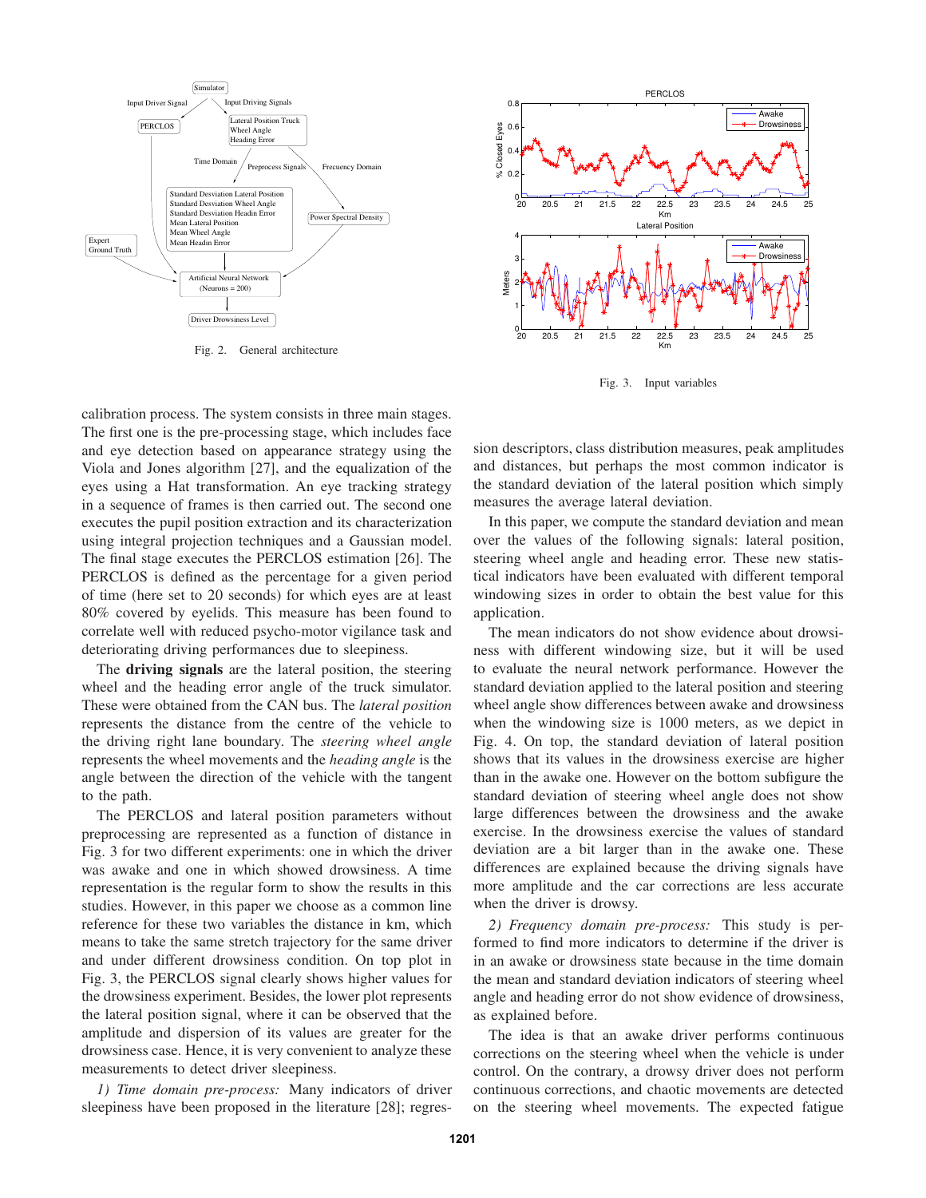Fig. 2. General architecture

Fig. 3. Input variables

calibration process. The system consists in three main stages. The first one is the pre-processing stage, which includes face and eye detection based on appearance strategy using the Viola and Jones algorithm [27], and the equalization of the eyes using a Hat transformation. An eye tracking strategy in a sequence of frames is then carried out. The second one executes the pupil position extraction and its characterization using integral projection techniques and a Gaussian model. The final stage executes the PERCLOS estimation [26]. The PERCLOS is defined as the percentage for a given period of time (here set to 20 seconds) for which eyes are at least 80% covered by eyelids. This measure has been found to correlate well with reduced psycho-motor vigilance task and deteriorating driving performances due to sleepiness.

The **driving signals** are the lateral position, the steering wheel and the heading error angle of the truck simulator. These were obtained from the CAN bus. The *lateral position* represents the distance from the centre of the vehicle to the driving right lane boundary. The *steering wheel angle* represents the wheel movements and the *heading angle* is the angle between the direction of the vehicle with the tangent to the path.

The PERCLOS and lateral position parameters without preprocessing are represented as a function of distance in Fig. 3 for two different experiments: one in which the driver was awake and one in which showed drowsiness. A time representation is the regular form to show the results in this studies. However, in this paper we choose as a common line reference for these two variables the distance in km, which means to take the same stretch trajectory for the same driver and under different drowsiness condition. On top plot in Fig. 3, the PERCLOS signal clearly shows higher values for the drowsiness experiment. Besides, the lower plot represents the lateral position signal, where it can be observed that the amplitude and dispersion of its values are greater for the drowsiness case. Hence, it is very convenient to analyze these measurements to detect driver sleepiness.

*1) Time domain pre-process:* Many indicators of driver sleepiness have been proposed in the literature [28]; regression descriptors, class distribution measures, peak amplitudes and distances, but perhaps the most common indicator is the standard deviation of the lateral position which simply measures the average lateral deviation.

In this paper, we compute the standard deviation and mean over the values of the following signals: lateral position, steering wheel angle and heading error. These new statistical indicators have been evaluated with different temporal windowing sizes in order to obtain the best value for this application.

The mean indicators do not show evidence about drowsiness with different windowing size, but it will be used to evaluate the neural network performance. However the standard deviation applied to the lateral position and steering wheel angle show differences between awake and drowsiness when the windowing size is 1000 meters, as we depict in Fig. 4. On top, the standard deviation of lateral position shows that its values in the drowsiness exercise are higher than in the awake one. However on the bottom subfigure the standard deviation of steering wheel angle does not show large differences between the drowsiness and the awake exercise. In the drowsiness exercise the values of standard deviation are a bit larger than in the awake one. These differences are explained because the driving signals have more amplitude and the car corrections are less accurate when the driver is drowsy.

*2) Frequency domain pre-process:* This study is performed to find more indicators to determine if the driver is in an awake or drowsiness state because in the time domain the mean and standard deviation indicators of steering wheel angle and heading error do not show evidence of drowsiness, as explained before.

The idea is that an awake driver performs continuous corrections on the steering wheel when the vehicle is under control. On the contrary, a drowsy driver does not perform continuous corrections, and chaotic movements are detected on the steering wheel movements. The expected fatigue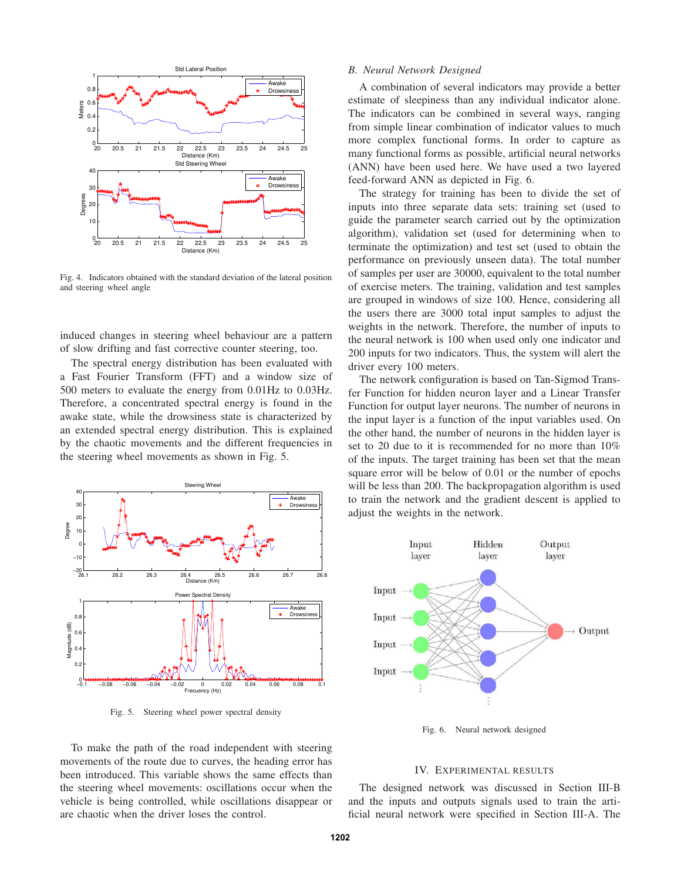Fig. 4. Indicators obtained with the standard deviation of the lateral position and steering wheel angle

induced changes in steering wheel behaviour are a pattern of slow drifting and fast corrective counter steering, too.

The spectral energy distribution has been evaluated with a Fast Fourier Transform (FFT) and a window size of 500 meters to evaluate the energy from 0.01Hz to 0.03Hz. Therefore, a concentrated spectral energy is found in the awake state, while the drowsiness state is characterized by an extended spectral energy distribution. This is explained by the chaotic movements and the different frequencies in the steering wheel movements as shown in Fig. 5.

Fig. 5. Steering wheel power spectral density

To make the path of the road independent with steering movements of the route due to curves, the heading error has been introduced. This variable shows the same effects than the steering wheel movements: oscillations occur when the vehicle is being controlled, while oscillations disappear or are chaotic when the driver loses the control.

### *B. Neural Network Designed*

A combination of several indicators may provide a better estimate of sleepiness than any individual indicator alone. The indicators can be combined in several ways, ranging from simple linear combination of indicator values to much more complex functional forms. In order to capture as many functional forms as possible, artificial neural networks (ANN) have been used here. We have used a two layered feed-forward ANN as depicted in Fig. 6.

The strategy for training has been to divide the set of inputs into three separate data sets: training set (used to guide the parameter search carried out by the optimization algorithm), validation set (used for determining when to terminate the optimization) and test set (used to obtain the performance on previously unseen data). The total number of samples per user are 30000, equivalent to the total number of exercise meters. The training, validation and test samples are grouped in windows of size 100. Hence, considering all the users there are 3000 total input samples to adjust the weights in the network. Therefore, the number of inputs to the neural network is 100 when used only one indicator and 200 inputs for two indicators. Thus, the system will alert the driver every 100 meters.

The network configuration is based on Tan-Sigmod Transfer Function for hidden neuron layer and a Linear Transfer Function for output layer neurons. The number of neurons in the input layer is a function of the input variables used. On the other hand, the number of neurons in the hidden layer is set to 20 due to it is recommended for no more than 10% of the inputs. The target training has been set that the mean square error will be below of 0.01 or the number of epochs will be less than 200. The backpropagation algorithm is used to train the network and the gradient descent is applied to adjust the weights in the network.

Fig. 6. Neural network designed

## IV. Experimental Results

The designed network was discussed in Section III-B and the inputs and outputs signals used to train the artificial neural network were specified in Section III-A. The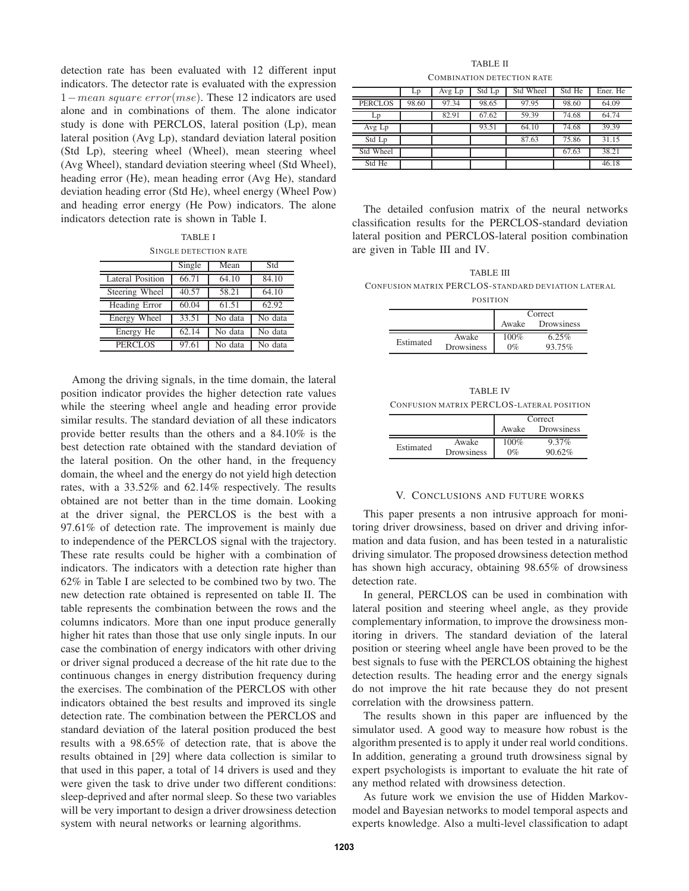detection rate has been evaluated with 12 different input indicators. The detector rate is evaluated with the expression $1 - mean\ square\ error(mse)$. These 12 indicators are used alone and in combinations of them. The alone indicator study is done with PERCLOS, lateral position (Lp), mean lateral position (Avg Lp), standard deviation lateral position (Std Lp), steering wheel (Wheel), mean steering wheel (Avg Wheel), standard deviation steering wheel (Std Wheel), heading error (He), mean heading error (Avg He), standard deviation heading error (Std He), wheel energy (Wheel Pow) and heading error energy (He Pow) indicators. The alone indicators detection rate is shown in Table I.

TABLE I

SINGLE DETECTION RATE

| | Single | Mean | Std |
|---|---|---|---|
| Lateral Position | 66.71 | 64.10 | 84.10 |
| Steering Wheel | 40.57 | 58.21 | 64.10 |
| Heading Error | 60.04 | 61.51 | 62.92 |
| Energy Wheel | 33.51 | No data | No data |
| Energy He | 62.14 | No data | No data |
| PERCLOS | 97.61 | No data | No data |

Among the driving signals, in the time domain, the lateral position indicator provides the higher detection rate values while the steering wheel angle and heading error provide similar results. The standard deviation of all these indicators provide better results than the others and a 84.10% is the best detection rate obtained with the standard deviation of the lateral position. On the other hand, in the frequency domain, the wheel and the energy do not yield high detection rates, with a 33.52% and 62.14% respectively. The results obtained are not better than in the time domain. Looking at the driver signal, the PERCLOS is the best with a 97.61% of detection rate. The improvement is mainly due to independence of the PERCLOS signal with the trajectory. These rate results could be higher with a combination of indicators. The indicators with a detection rate higher than 62% in Table I are selected to be combined two by two. The new detection rate obtained is represented on table II. The table represents the combination between the rows and the columns indicators. More than one input produce generally higher hit rates than those that use only single inputs. In our case the combination of energy indicators with other driving or driver signal produced a decrease of the hit rate due to the continuous changes in energy distribution frequency during the exercises. The combination of the PERCLOS with other indicators obtained the best results and improved its single detection rate. The combination between the PERCLOS and standard deviation of the lateral position produced the best results with a 98.65% of detection rate, that is above the results obtained in [29] where data collection is similar to that used in this paper, a total of 14 drivers is used and they were given the task to drive under two different conditions: sleep-deprived and after normal sleep. So these two variables will be very important to design a driver drowsiness detection system with neural networks or learning algorithms.

TABLE II

COMBINATION DETECTION RATE

| | Lp | Avg Lp | Std Lp | Std Wheel | Std He | Ener. He |
|---|---|---|---|---|---|---|
| PERCLOS | 98.60 | 97.34 | 98.65 | 97.95 | 98.60 | 64.09 |
| Lp | | 82.91 | 67.62 | 59.39 | 74.68 | 64.74 |
| Avg Lp | | | 93.51 | 64.10 | 74.68 | 39.39 |
| Std Lp | | | | 87.63 | 75.86 | 31.15 |
| Std Wheel | | | | | 67.63 | 38.21 |
| Std He | | | | | | 46.18 |

The detailed confusion matrix of the neural networks classification results for the PERCLOS-standard deviation lateral position and PERCLOS-lateral position combination are given in Table III and IV.

TABLE III

CONFUSION MATRIX PERCLOS-STANDARD DEVIATION LATERAL POSITION

| | | Correct | |
|---|---|---|---|
| | | Awake | Drowsiness |
| Estimated | Awake | 100% | 6.25% |
| | Drowsiness | 0% | 93.75% |

TABLE IV

CONFUSION MATRIX PERCLOS-LATERAL POSITION

| | | Correct | |
|---|---|---|---|
| | | Awake | Drowsiness |
| Estimated | Awake | 100% | 9.37% |
| | Drowsiness | 0% | 90.62% |

## V. CONCLUSIONS AND FUTURE WORKS

This paper presents a non intrusive approach for monitoring driver drowsiness, based on driver and driving information and data fusion, and has been tested in a naturalistic driving simulator. The proposed drowsiness detection method has shown high accuracy, obtaining 98.65% of drowsiness detection rate.

In general, PERCLOS can be used in combination with lateral position and steering wheel angle, as they provide complementary information, to improve the drowsiness monitoring in drivers. The standard deviation of the lateral position or steering wheel angle have been proved to be the best signals to fuse with the PERCLOS obtaining the highest detection results. The heading error and the energy signals do not improve the hit rate because they do not present correlation with the drowsiness pattern.

The results shown in this paper are influenced by the simulator used. A good way to measure how robust is the algorithm presented is to apply it under real world conditions. In addition, generating a ground truth drowsiness signal by expert psychologists is important to evaluate the hit rate of any method related with drowsiness detection.

As future work we envision the use of Hidden Markov-model and Bayesian networks to model temporal aspects and experts knowledge. Also a multi-level classification to adapt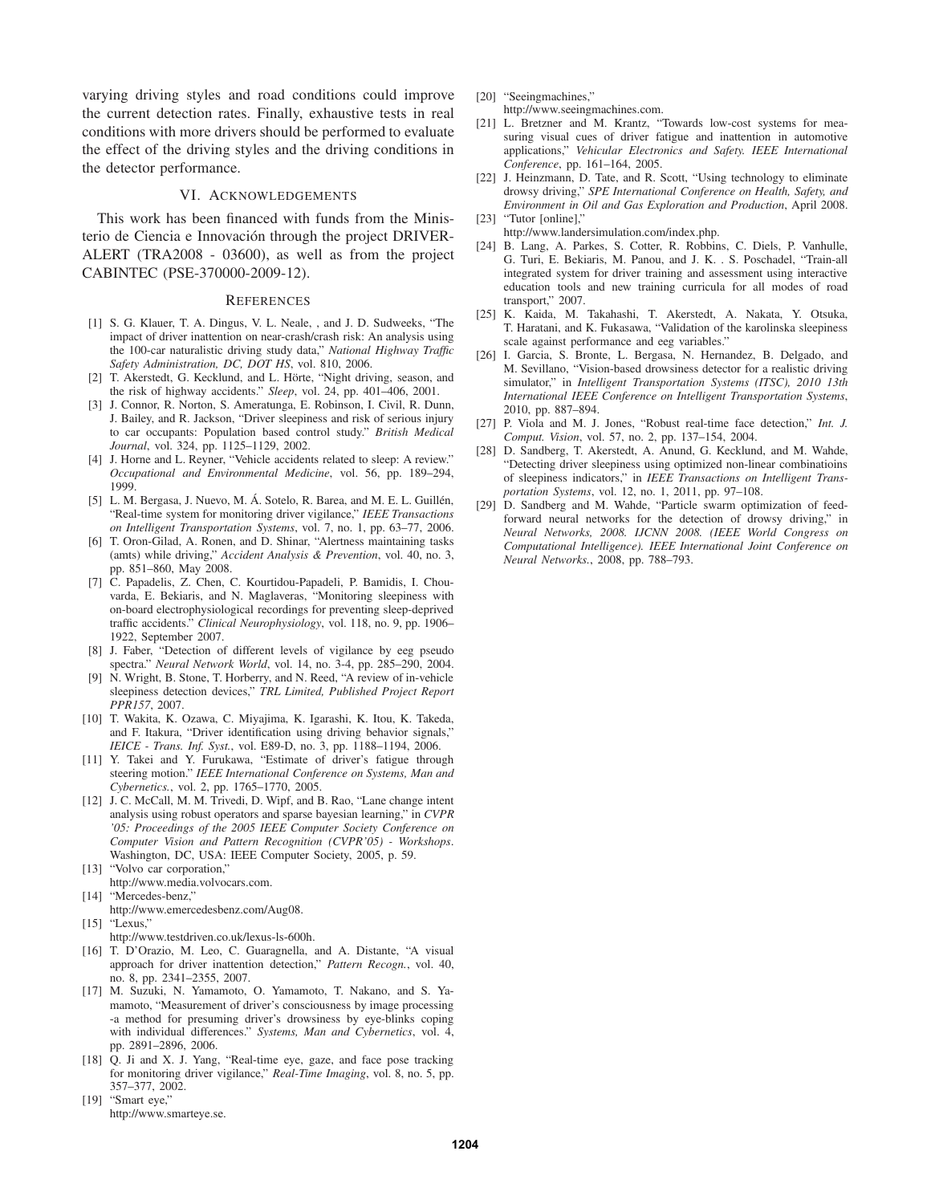varying driving styles and road conditions could improve the current detection rates. Finally, exhaustive tests in real conditions with more drivers should be performed to evaluate the effect of the driving styles and the driving conditions in the detector performance.

## VI. Acknowledgements

This work has been financed with funds from the Ministerio de Ciencia e Innovación through the project DRIVER-ALERT (TRA2008 - 03600), as well as from the project CABINTEC (PSE-370000-2009-12).

## References

[1] S. G. Klauer, T. A. Dingus, V. L. Neale, , and J. D. Sudweeks, "The impact of driver inattention on near-crash/crash risk: An analysis using the 100-car naturalistic driving study data," *National Highway Traffic Safety Administration, DC, DOT HS*, vol. 810, 2006.

[2] T. Akerstedt, G. Kecklund, and L. Hörte, "Night driving, season, and the risk of highway accidents." *Sleep*, vol. 24, pp. 401–406, 2001.

[3] J. Connor, R. Norton, S. Ameratunga, E. Robinson, I. Civil, R. Dunn, J. Bailey, and R. Jackson, "Driver sleepiness and risk of serious injury to car occupants: Population based control study." *British Medical Journal*, vol. 324, pp. 1125–1129, 2002.

[4] J. Horne and L. Reyner, "Vehicle accidents related to sleep: A review." *Occupational and Environmental Medicine*, vol. 56, pp. 189–294, 1999.

[5] L. M. Bergasa, J. Nuevo, M. Á. Sotelo, R. Barea, and M. E. L. Guillén, "Real-time system for monitoring driver vigilance," *IEEE Transactions on Intelligent Transportation Systems*, vol. 7, no. 1, pp. 63–77, 2006.

[6] T. Oron-Gilad, A. Ronen, and D. Shinar, "Alertness maintaining tasks (amts) while driving," *Accident Analysis & Prevention*, vol. 40, no. 3, pp. 851–860, May 2008.

[7] C. Papadelis, Z. Chen, C. Kourtidou-Papadeli, P. Bamidis, I. Chouvarda, E. Bekiaris, and N. Maglaveras, "Monitoring sleepiness with on-board electrophysiological recordings for preventing sleep-deprived traffic accidents." *Clinical Neurophysiology*, vol. 118, no. 9, pp. 1906–1922, September 2007.

[8] J. Faber, "Detection of different levels of vigilance by eeg pseudo spectra." *Neural Network World*, vol. 14, no. 3-4, pp. 285–290, 2004.

[9] N. Wright, B. Stone, T. Horberry, and N. Reed, "A review of in-vehicle sleepiness detection devices," *TRL Limited, Published Project Report PPR157*, 2007.

[10] T. Wakita, K. Ozawa, C. Miyajima, K. Igarashi, K. Itou, K. Takeda, and F. Itakura, "Driver identification using driving behavior signals," *IEICE - Trans. Inf. Syst.*, vol. E89-D, no. 3, pp. 1188–1194, 2006.

[11] Y. Takei and Y. Furukawa, "Estimate of driver's fatigue through steering motion." *IEEE International Conference on Systems, Man and Cybernetics.*, vol. 2, pp. 1765–1770, 2005.

[12] J. C. McCall, M. M. Trivedi, D. Wipf, and B. Rao, "Lane change intent analysis using robust operators and sparse bayesian learning," in *CVPR '05: Proceedings of the 2005 IEEE Computer Society Conference on Computer Vision and Pattern Recognition (CVPR'05) - Workshops*. Washington, DC, USA: IEEE Computer Society, 2005, p. 59.

[13] "Volvo car corporation," http://www.media.volvocars.com.

[14] "Mercedes-benz," http://www.emercedesbenz.com/Aug08.

[15] "Lexus," http://www.testdriven.co.uk/lexus-ls-600h.

[16] T. D'Orazio, M. Leo, C. Guaragnella, and A. Distante, "A visual approach for driver inattention detection," *Pattern Recogn.*, vol. 40, no. 8, pp. 2341–2355, 2007.

[17] M. Suzuki, N. Yamamoto, O. Yamamoto, T. Nakano, and S. Yamamoto, "Measurement of driver's consciousness by image processing -a method for presuming driver's drowsiness by eye-blinks coping with individual differences." *Systems, Man and Cybernetics*, vol. 4, pp. 2891–2896, 2006.

[18] Q. Ji and X. J. Yang, "Real-time eye, gaze, and face pose tracking for monitoring driver vigilance," *Real-Time Imaging*, vol. 8, no. 5, pp. 357–377, 2002.

[19] "Smart eye," http://www.smarteye.se.

[20] "Seeingmachines," http://www.seeingmachines.com.

[21] L. Bretzner and M. Krantz, "Towards low-cost systems for measuring visual cues of driver fatigue and inattention in automotive applications," *Vehicular Electronics and Safety. IEEE International Conference*, pp. 161–164, 2005.

[22] J. Heinzmann, D. Tate, and R. Scott, "Using technology to eliminate drowsy driving," *SPE International Conference on Health, Safety, and Environment in Oil and Gas Exploration and Production*, April 2008.

[23] "Tutor [online]," http://www.landersimulation.com/index.php.

[24] B. Lang, A. Parkes, S. Cotter, R. Robbins, C. Diels, P. Vanhulle, G. Turi, E. Bekiaris, M. Panou, and J. K. . S. Poschadel, "Train-all integrated system for driver training and assessment using interactive education tools and new training curricula for all modes of road transport," 2007.

[25] K. Kaida, M. Takahashi, T. Akerstedt, A. Nakata, Y. Otsuka, T. Haratani, and K. Fukasawa, "Validation of the karolinska sleepiness scale against performance and eeg variables."

[26] I. Garcia, S. Bronte, L. Bergasa, N. Hernandez, B. Delgado, and M. Sevillano, "Vision-based drowsiness detector for a realistic driving simulator," in *Intelligent Transportation Systems (ITSC), 2010 13th International IEEE Conference on Intelligent Transportation Systems*, 2010, pp. 887–894.

[27] P. Viola and M. J. Jones, "Robust real-time face detection," *Int. J. Comput. Vision*, vol. 57, no. 2, pp. 137–154, 2004.

[28] D. Sandberg, T. Akerstedt, A. Anund, G. Kecklund, and M. Wahde, "Detecting driver sleepiness using optimized non-linear combinatioins of sleepiness indicators," in *IEEE Transactions on Intelligent Transportation Systems*, vol. 12, no. 1, 2011, pp. 97–108.

[29] D. Sandberg and M. Wahde, "Particle swarm optimization of feedforward neural networks for the detection of drowsy driving," in *Neural Networks, 2008. IJCNN 2008. (IEEE World Congress on Computational Intelligence). IEEE International Joint Conference on Neural Networks.*, 2008, pp. 788–793.